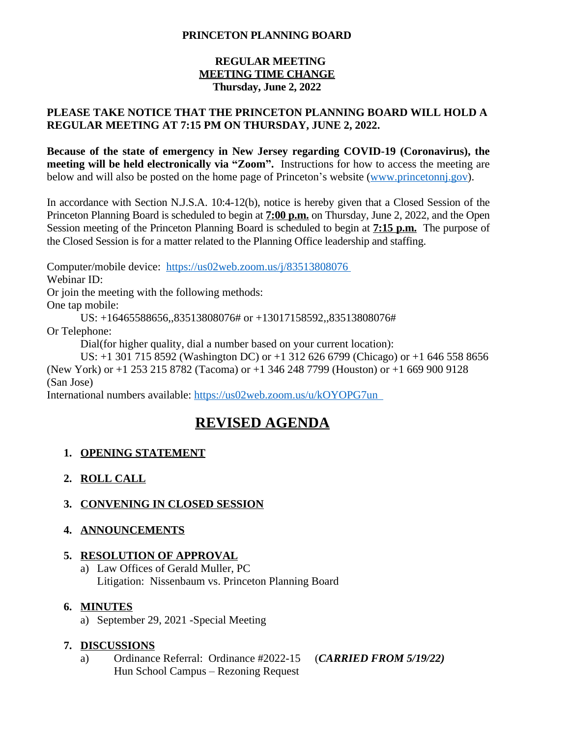**PRINCETON PLANNING BOARD**

**REGULAR MEETING**
**MEETING TIME CHANGE**
**Thursday, June 2, 2022**

**PLEASE TAKE NOTICE THAT THE PRINCETON PLANNING BOARD WILL HOLD A REGULAR MEETING AT 7:15 PM ON THURSDAY, JUNE 2, 2022.**

**Because of the state of emergency in New Jersey regarding COVID-19 (Coronavirus), the meeting will be held electronically via "Zoom".** Instructions for how to access the meeting are below and will also be posted on the home page of Princeton's website (www.princetonnj.gov).

In accordance with Section N.J.S.A. 10:4-12(b), notice is hereby given that a Closed Session of the Princeton Planning Board is scheduled to begin at **7:00 p.m.** on Thursday, June 2, 2022, and the Open Session meeting of the Princeton Planning Board is scheduled to begin at **7:15 p.m.** The purpose of the Closed Session is for a matter related to the Planning Office leadership and staffing.

Computer/mobile device: https://us02web.zoom.us/j/83513808076
Webinar ID:
Or join the meeting with the following methods:
One tap mobile:
US: +16465588656,,83513808076# or +13017158592,,83513808076#
Or Telephone:
Dial(for higher quality, dial a number based on your current location):
US: +1 301 715 8592 (Washington DC) or +1 312 626 6799 (Chicago) or +1 646 558 8656 (New York) or +1 253 215 8782 (Tacoma) or +1 346 248 7799 (Houston) or +1 669 900 9128 (San Jose)
International numbers available: https://us02web.zoom.us/u/kOYOPG7un

# REVISED AGENDA

1. **OPENING STATEMENT**

2. **ROLL CALL**

3. **CONVENING IN CLOSED SESSION**

4. **ANNOUNCEMENTS**

5. **RESOLUTION OF APPROVAL**
   a) Law Offices of Gerald Muller, PC
   Litigation: Nissenbaum vs. Princeton Planning Board

6. **MINUTES**
   a) September 29, 2021 -Special Meeting

7. **DISCUSSIONS**
   a) Ordinance Referral: Ordinance #2022-15 (***CARRIED FROM 5/19/22)***
   Hun School Campus – Rezoning Request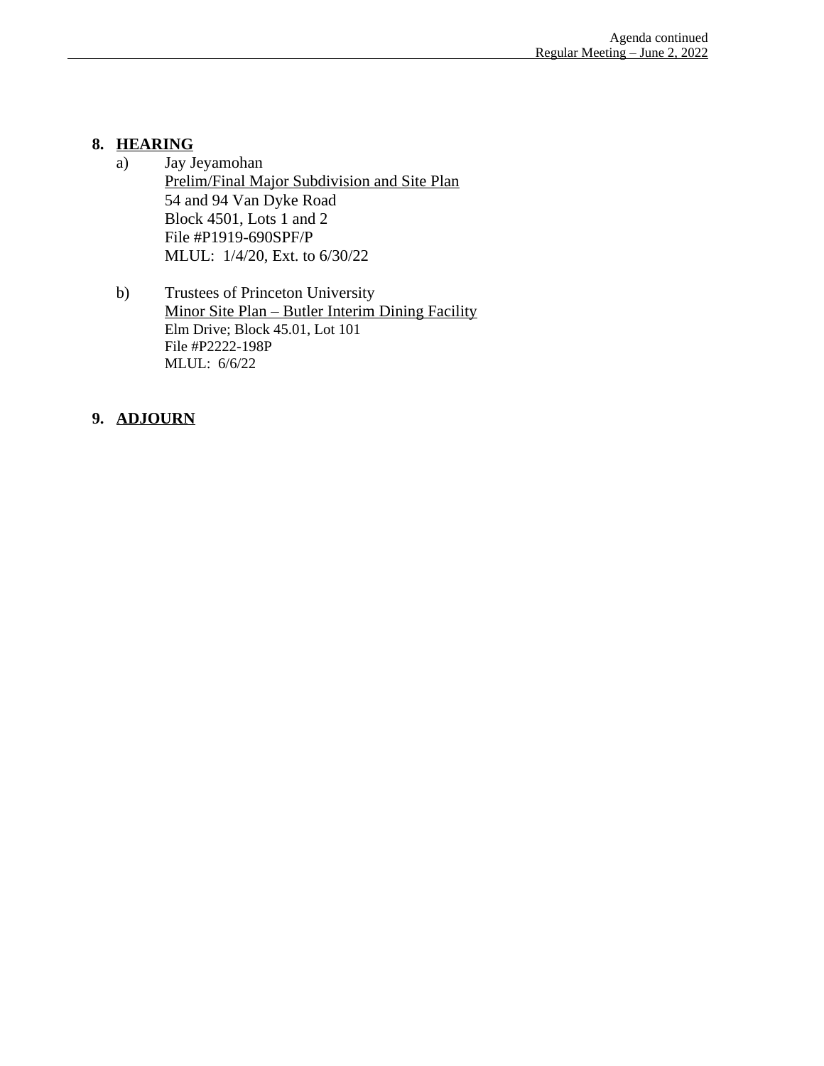**8. HEARING**

a) Jay Jeyamohan
   Prelim/Final Major Subdivision and Site Plan
   54 and 94 Van Dyke Road
   Block 4501, Lots 1 and 2
   File #P1919-690SPF/P
   MLUL: 1/4/20, Ext. to 6/30/22

b) Trustees of Princeton University
   Minor Site Plan – Butler Interim Dining Facility
   Elm Drive; Block 45.01, Lot 101
   File #P2222-198P
   MLUL: 6/6/22

**9. ADJOURN**